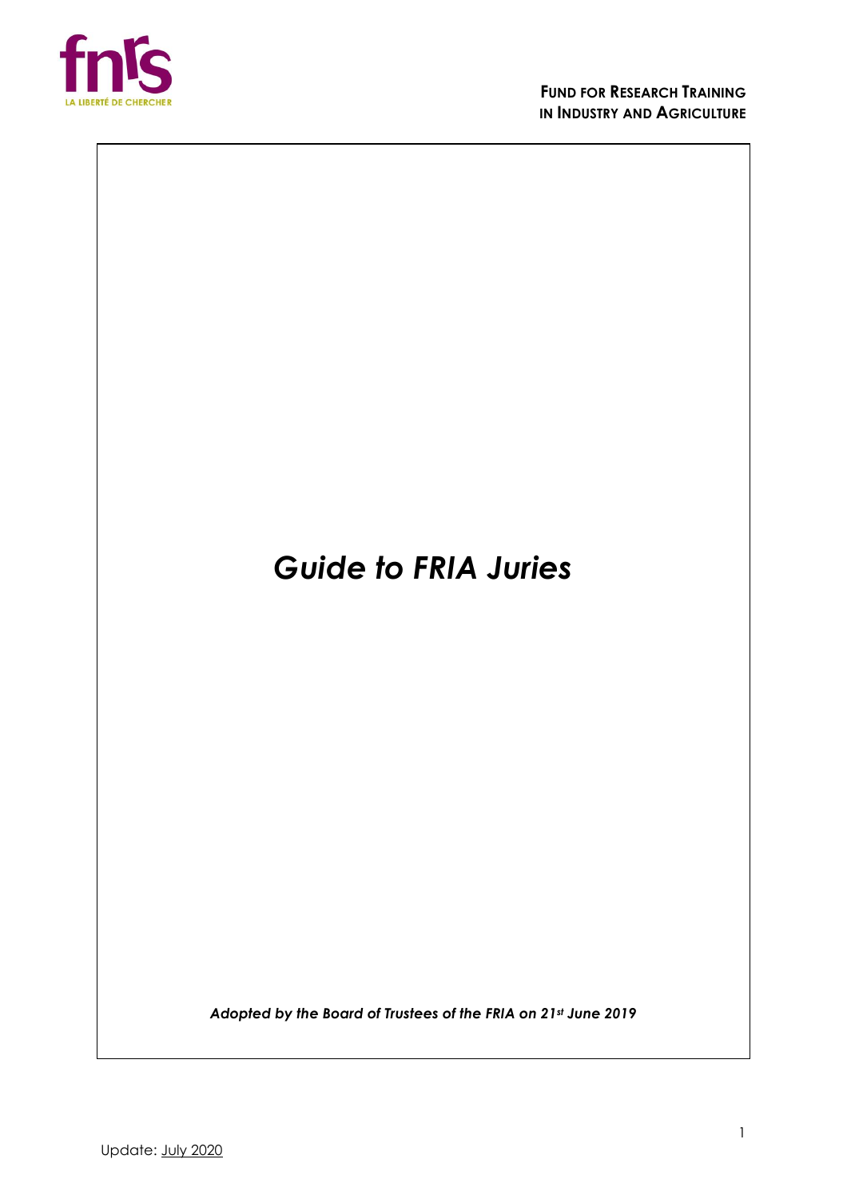**FUND FOR RESEARCH TRAINING IN INDUSTRY AND AGRICULTURE**

# *Guide to FRIA Juries*

***Adopted by the Board of Trustees of the FRIA on 21st June 2019***

Update: July 2020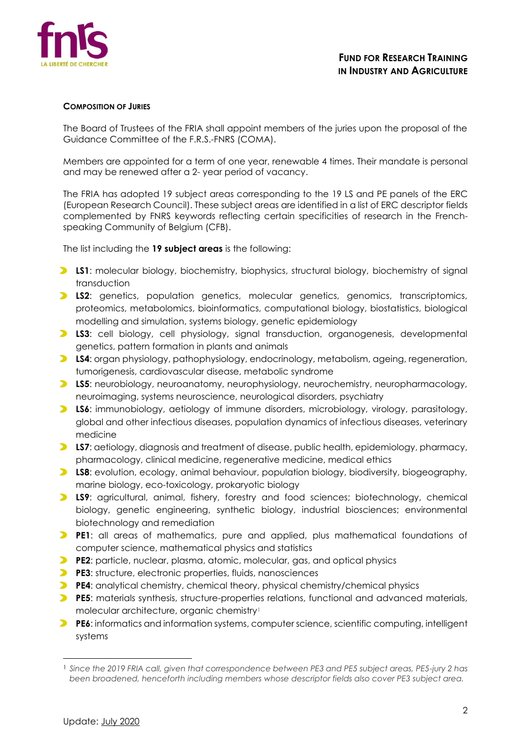## Composition of Juries

The Board of Trustees of the FRIA shall appoint members of the juries upon the proposal of the Guidance Committee of the F.R.S.-FNRS (COMA).

Members are appointed for a term of one year, renewable 4 times. Their mandate is personal and may be renewed after a 2- year period of vacancy.

The FRIA has adopted 19 subject areas corresponding to the 19 LS and PE panels of the ERC (European Research Council). These subject areas are identified in a list of ERC descriptor fields complemented by FNRS keywords reflecting certain specificities of research in the French-speaking Community of Belgium (CFB).

The list including the **19 subject areas** is the following:

- **LS1**: molecular biology, biochemistry, biophysics, structural biology, biochemistry of signal transduction
- **LS2**: genetics, population genetics, molecular genetics, genomics, transcriptomics, proteomics, metabolomics, bioinformatics, computational biology, biostatistics, biological modelling and simulation, systems biology, genetic epidemiology
- **LS3**: cell biology, cell physiology, signal transduction, organogenesis, developmental genetics, pattern formation in plants and animals
- **LS4**: organ physiology, pathophysiology, endocrinology, metabolism, ageing, regeneration, tumorigenesis, cardiovascular disease, metabolic syndrome
- **LS5**: neurobiology, neuroanatomy, neurophysiology, neurochemistry, neuropharmacology, neuroimaging, systems neuroscience, neurological disorders, psychiatry
- **LS6**: immunobiology, aetiology of immune disorders, microbiology, virology, parasitology, global and other infectious diseases, population dynamics of infectious diseases, veterinary medicine
- **LS7**: aetiology, diagnosis and treatment of disease, public health, epidemiology, pharmacy, pharmacology, clinical medicine, regenerative medicine, medical ethics
- **LS8**: evolution, ecology, animal behaviour, population biology, biodiversity, biogeography, marine biology, eco-toxicology, prokaryotic biology
- **LS9**: agricultural, animal, fishery, forestry and food sciences; biotechnology, chemical biology, genetic engineering, synthetic biology, industrial biosciences; environmental biotechnology and remediation
- **PE1**: all areas of mathematics, pure and applied, plus mathematical foundations of computer science, mathematical physics and statistics
- **PE2**: particle, nuclear, plasma, atomic, molecular, gas, and optical physics
- **PE3**: structure, electronic properties, fluids, nanosciences
- **PE4**: analytical chemistry, chemical theory, physical chemistry/chemical physics
- **PE5**: materials synthesis, structure-properties relations, functional and advanced materials, molecular architecture, organic chemistry[1]
- **PE6**: informatics and information systems, computer science, scientific computing, intelligent systems

[1] *Since the 2019 FRIA call, given that correspondence between PE3 and PE5 subject areas, PE5-jury 2 has been broadened, henceforth including members whose descriptor fields also cover PE3 subject area.*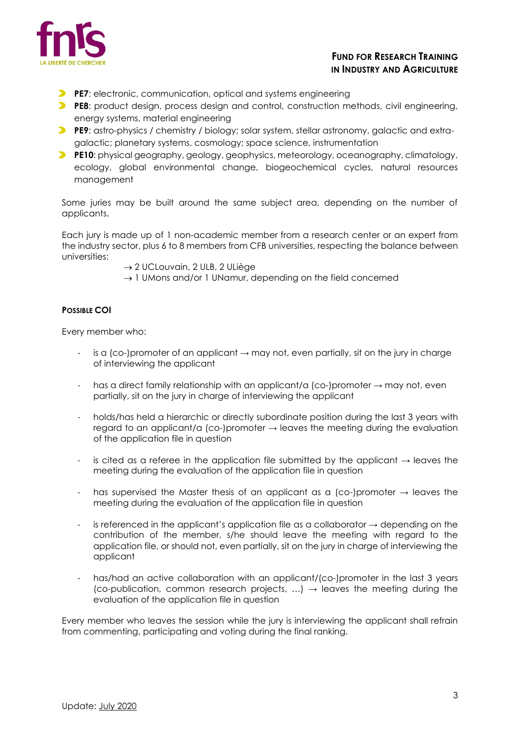- **PE7**: electronic, communication, optical and systems engineering
- **PE8**: product design, process design and control, construction methods, civil engineering, energy systems, material engineering
- **PE9**: astro-physics / chemistry / biology; solar system, stellar astronomy, galactic and extra-galactic; planetary systems, cosmology; space science, instrumentation
- **PE10**: physical geography, geology, geophysics, meteorology, oceanography, climatology, ecology, global environmental change, biogeochemical cycles, natural resources management

Some juries may be built around the same subject area, depending on the number of applicants.

Each jury is made up of 1 non-academic member from a research center or an expert from the industry sector, plus 6 to 8 members from CFB universities, respecting the balance between universities:

→ 2 UCLouvain, 2 ULB, 2 ULiège
→ 1 UMons and/or 1 UNamur, depending on the field concerned

#### **Possible COI**

Every member who:

- is a (co-)promoter of an applicant → may not, even partially, sit on the jury in charge of interviewing the applicant

- has a direct family relationship with an applicant/a (co-)promoter → may not, even partially, sit on the jury in charge of interviewing the applicant

- holds/has held a hierarchic or directly subordinate position during the last 3 years with regard to an applicant/a (co-)promoter → leaves the meeting during the evaluation of the application file in question

- is cited as a referee in the application file submitted by the applicant → leaves the meeting during the evaluation of the application file in question

- has supervised the Master thesis of an applicant as a (co-)promoter → leaves the meeting during the evaluation of the application file in question

- is referenced in the applicant's application file as a collaborator → depending on the contribution of the member, s/he should leave the meeting with regard to the application file, or should not, even partially, sit on the jury in charge of interviewing the applicant

- has/had an active collaboration with an applicant/(co-)promoter in the last 3 years (co-publication, common research projects, …) → leaves the meeting during the evaluation of the application file in question

Every member who leaves the session while the jury is interviewing the applicant shall refrain from commenting, participating and voting during the final ranking.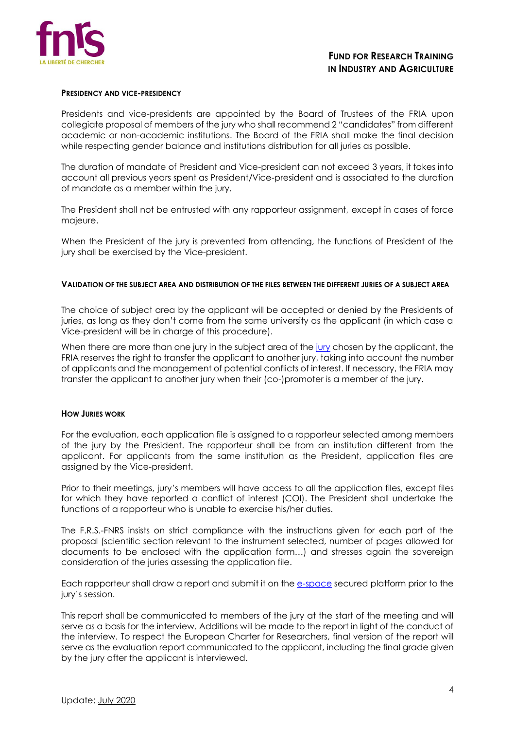## PRESIDENCY AND VICE-PRESIDENCY

Presidents and vice-presidents are appointed by the Board of Trustees of the FRIA upon collegiate proposal of members of the jury who shall recommend 2 "candidates" from different academic or non-academic institutions. The Board of the FRIA shall make the final decision while respecting gender balance and institutions distribution for all juries as possible.

The duration of mandate of President and Vice-president can not exceed 3 years, it takes into account all previous years spent as President/Vice-president and is associated to the duration of mandate as a member within the jury.

The President shall not be entrusted with any rapporteur assignment, except in cases of force majeure.

When the President of the jury is prevented from attending, the functions of President of the jury shall be exercised by the Vice-president.

## VALIDATION OF THE SUBJECT AREA AND DISTRIBUTION OF THE FILES BETWEEN THE DIFFERENT JURIES OF A SUBJECT AREA

The choice of subject area by the applicant will be accepted or denied by the Presidents of juries, as long as they don't come from the same university as the applicant (in which case a Vice-president will be in charge of this procedure).

When there are more than one jury in the subject area of the jury chosen by the applicant, the FRIA reserves the right to transfer the applicant to another jury, taking into account the number of applicants and the management of potential conflicts of interest. If necessary, the FRIA may transfer the applicant to another jury when their (co-)promoter is a member of the jury.

## HOW JURIES WORK

For the evaluation, each application file is assigned to a rapporteur selected among members of the jury by the President. The rapporteur shall be from an institution different from the applicant. For applicants from the same institution as the President, application files are assigned by the Vice-president.

Prior to their meetings, jury's members will have access to all the application files, except files for which they have reported a conflict of interest (COI). The President shall undertake the functions of a rapporteur who is unable to exercise his/her duties.

The F.R.S.-FNRS insists on strict compliance with the instructions given for each part of the proposal (scientific section relevant to the instrument selected, number of pages allowed for documents to be enclosed with the application form…) and stresses again the sovereign consideration of the juries assessing the application file.

Each rapporteur shall draw a report and submit it on the e-space secured platform prior to the jury's session.

This report shall be communicated to members of the jury at the start of the meeting and will serve as a basis for the interview. Additions will be made to the report in light of the conduct of the interview. To respect the European Charter for Researchers, final version of the report will serve as the evaluation report communicated to the applicant, including the final grade given by the jury after the applicant is interviewed.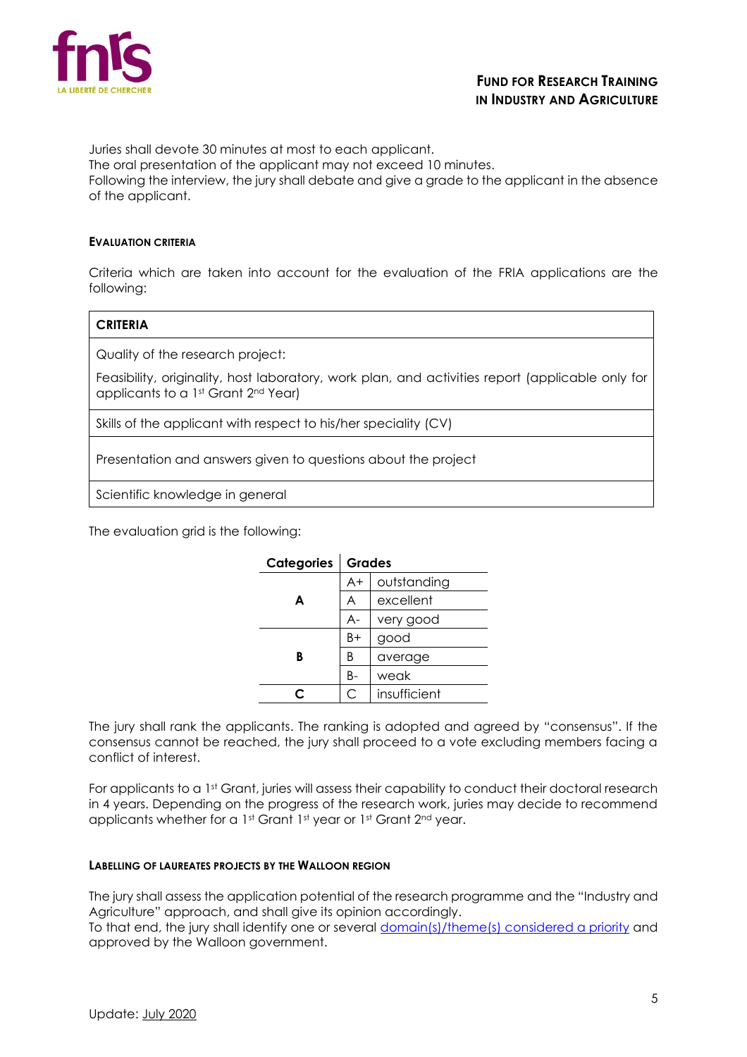Juries shall devote 30 minutes at most to each applicant.
The oral presentation of the applicant may not exceed 10 minutes.
Following the interview, the jury shall debate and give a grade to the applicant in the absence of the applicant.

#### EVALUATION CRITERIA

Criteria which are taken into account for the evaluation of the FRIA applications are the following:

| CRITERIA |
|---|
| Quality of the research project:<br><br>Feasibility, originality, host laboratory, work plan, and activities report (applicable only for applicants to a 1st Grant 2nd Year) |
| Skills of the applicant with respect to his/her speciality (CV) |
| Presentation and answers given to questions about the project |
| Scientific knowledge in general |

The evaluation grid is the following:

| Categories | Grades | |
|---|---|---|
| A | A+ | outstanding |
| | A | excellent |
| | A- | very good |
| B | B+ | good |
| | B | average |
| | B- | weak |
| C | C | insufficient |

The jury shall rank the applicants. The ranking is adopted and agreed by "consensus". If the consensus cannot be reached, the jury shall proceed to a vote excluding members facing a conflict of interest.

For applicants to a 1st Grant, juries will assess their capability to conduct their doctoral research in 4 years. Depending on the progress of the research work, juries may decide to recommend applicants whether for a 1st Grant 1st year or 1st Grant 2nd year.

#### LABELLING OF LAUREATES PROJECTS BY THE WALLOON REGION

The jury shall assess the application potential of the research programme and the "Industry and Agriculture" approach, and shall give its opinion accordingly.
To that end, the jury shall identify one or several domain(s)/theme(s) considered a priority and approved by the Walloon government.

Update: July 2020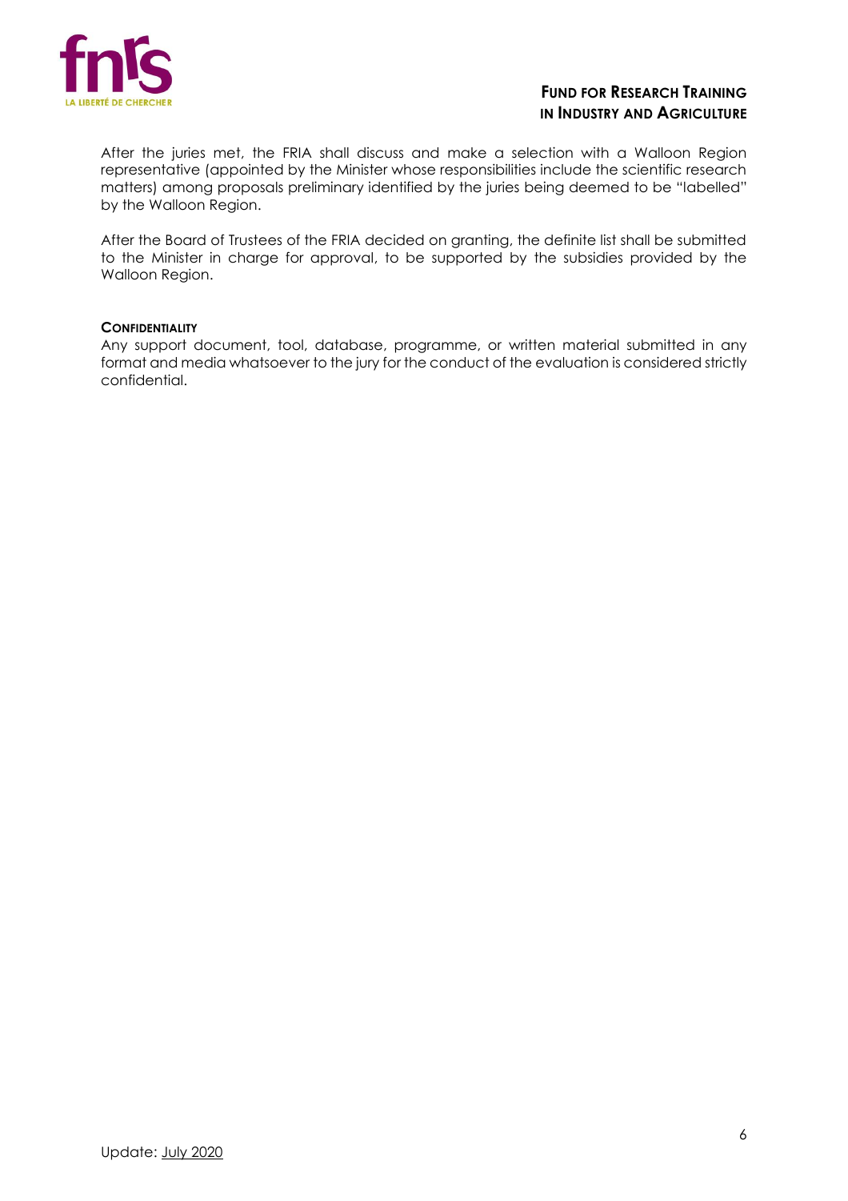After the juries met, the FRIA shall discuss and make a selection with a Walloon Region representative (appointed by the Minister whose responsibilities include the scientific research matters) among proposals preliminary identified by the juries being deemed to be "labelled" by the Walloon Region.

After the Board of Trustees of the FRIA decided on granting, the definite list shall be submitted to the Minister in charge for approval, to be supported by the subsidies provided by the Walloon Region.

**CONFIDENTIALITY**

Any support document, tool, database, programme, or written material submitted in any format and media whatsoever to the jury for the conduct of the evaluation is considered strictly confidential.

Update: July 2020